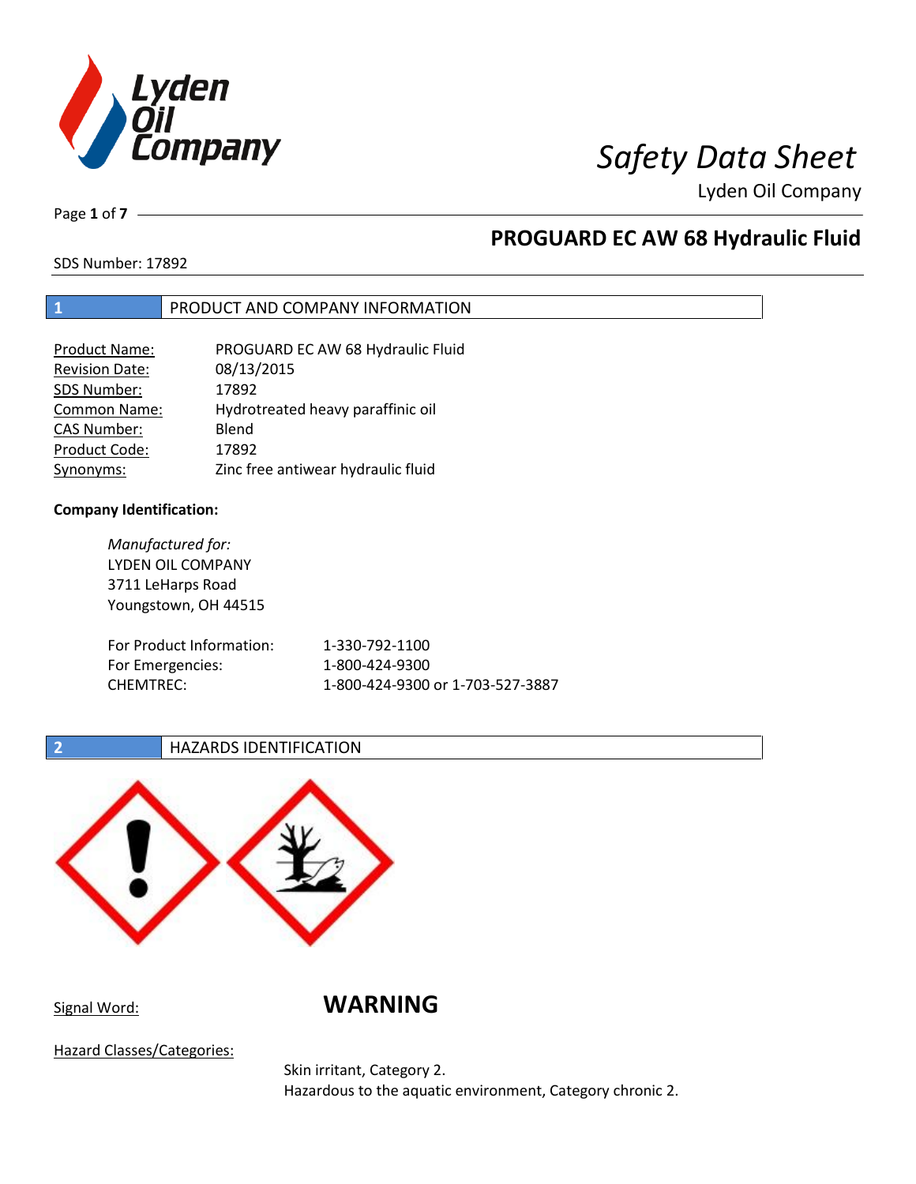# Safety Data Sheet

Lyden Oil Company

## PROGUARD EC AW 68 Hydraulic Fluid

SDS Number: 17892

## 1 PRODUCT AND COMPANY INFORMATION

| | |
|---|---|
| Product Name: | PROGUARD EC AW 68 Hydraulic Fluid |
| Revision Date: | 08/13/2015 |
| SDS Number: | 17892 |
| Common Name: | Hydrotreated heavy paraffinic oil |
| CAS Number: | Blend |
| Product Code: | 17892 |
| Synonyms: | Zinc free antiwear hydraulic fluid |

**Company Identification:**

*Manufactured for:*
LYDEN OIL COMPANY
3711 LeHarps Road
Youngstown, OH 44515

| | |
|---|---|
| For Product Information: | 1-330-792-1100 |
| For Emergencies: | 1-800-424-9300 |
| CHEMTREC: | 1-800-424-9300 or 1-703-527-3887 |

## 2 HAZARDS IDENTIFICATION

Signal Word: **WARNING**

Hazard Classes/Categories:

Skin irritant, Category 2.
Hazardous to the aquatic environment, Category chronic 2.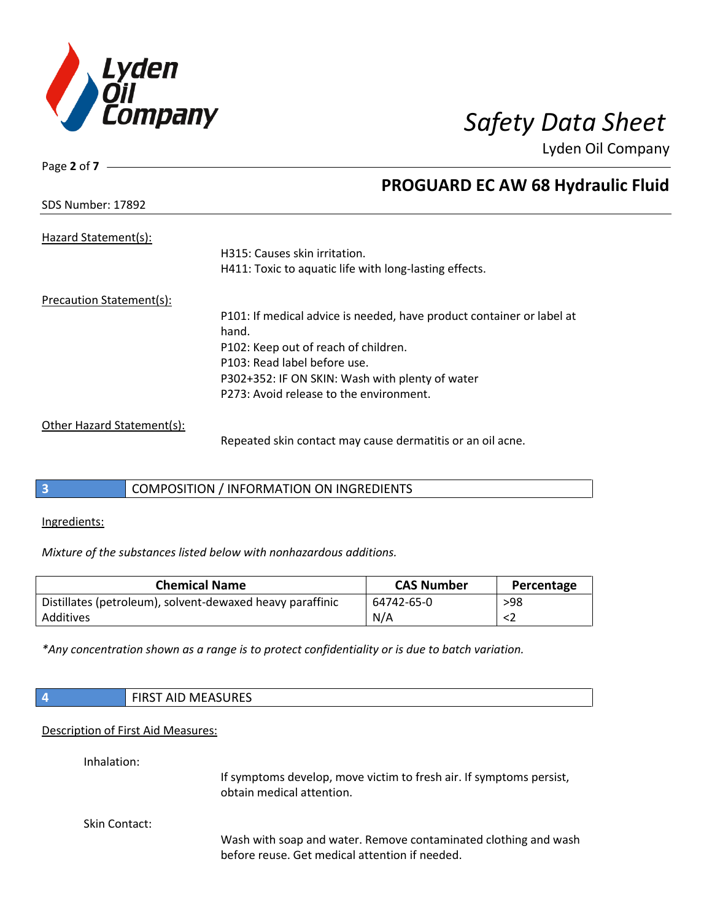## PROGUARD EC AW 68 Hydraulic Fluid

SDS Number: 17892

Hazard Statement(s):

H315: Causes skin irritation.
H411: Toxic to aquatic life with long-lasting effects.

Precaution Statement(s):

P101: If medical advice is needed, have product container or label at hand.
P102: Keep out of reach of children.
P103: Read label before use.
P302+352: IF ON SKIN: Wash with plenty of water
P273: Avoid release to the environment.

Other Hazard Statement(s):

Repeated skin contact may cause dermatitis or an oil acne.

## 3 COMPOSITION / INFORMATION ON INGREDIENTS

Ingredients:

*Mixture of the substances listed below with nonhazardous additions.*

| Chemical Name | CAS Number | Percentage |
|---|---|---|
| Distillates (petroleum), solvent-dewaxed heavy paraffinic | 64742-65-0 | >98 |
| Additives | N/A | <2 |

*\*Any concentration shown as a range is to protect confidentiality or is due to batch variation.*

## 4 FIRST AID MEASURES

Description of First Aid Measures:

Inhalation:

If symptoms develop, move victim to fresh air. If symptoms persist, obtain medical attention.

Skin Contact:

Wash with soap and water. Remove contaminated clothing and wash before reuse. Get medical attention if needed.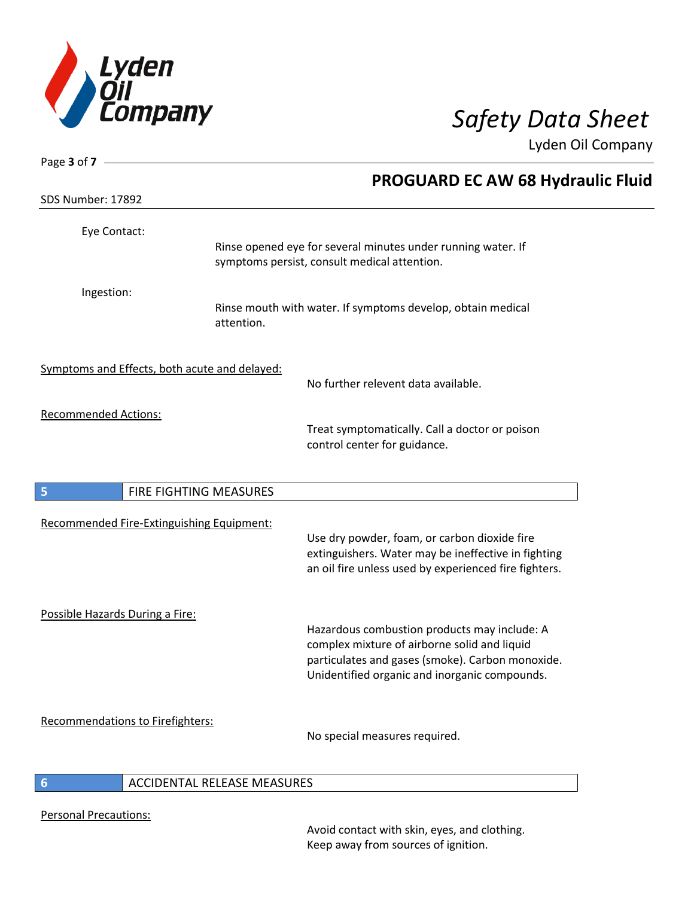Eye Contact:

Rinse opened eye for several minutes under running water. If symptoms persist, consult medical attention.

Ingestion:

Rinse mouth with water. If symptoms develop, obtain medical attention.

Symptoms and Effects, both acute and delayed:

No further relevent data available.

Recommended Actions:

Treat symptomatically. Call a doctor or poison control center for guidance.

## 5 FIRE FIGHTING MEASURES

Recommended Fire-Extinguishing Equipment:

Use dry powder, foam, or carbon dioxide fire extinguishers. Water may be ineffective in fighting an oil fire unless used by experienced fire fighters.

Possible Hazards During a Fire:

Hazardous combustion products may include: A complex mixture of airborne solid and liquid particulates and gases (smoke). Carbon monoxide. Unidentified organic and inorganic compounds.

Recommendations to Firefighters:

No special measures required.

## 6 ACCIDENTAL RELEASE MEASURES

Personal Precautions:

Avoid contact with skin, eyes, and clothing. Keep away from sources of ignition.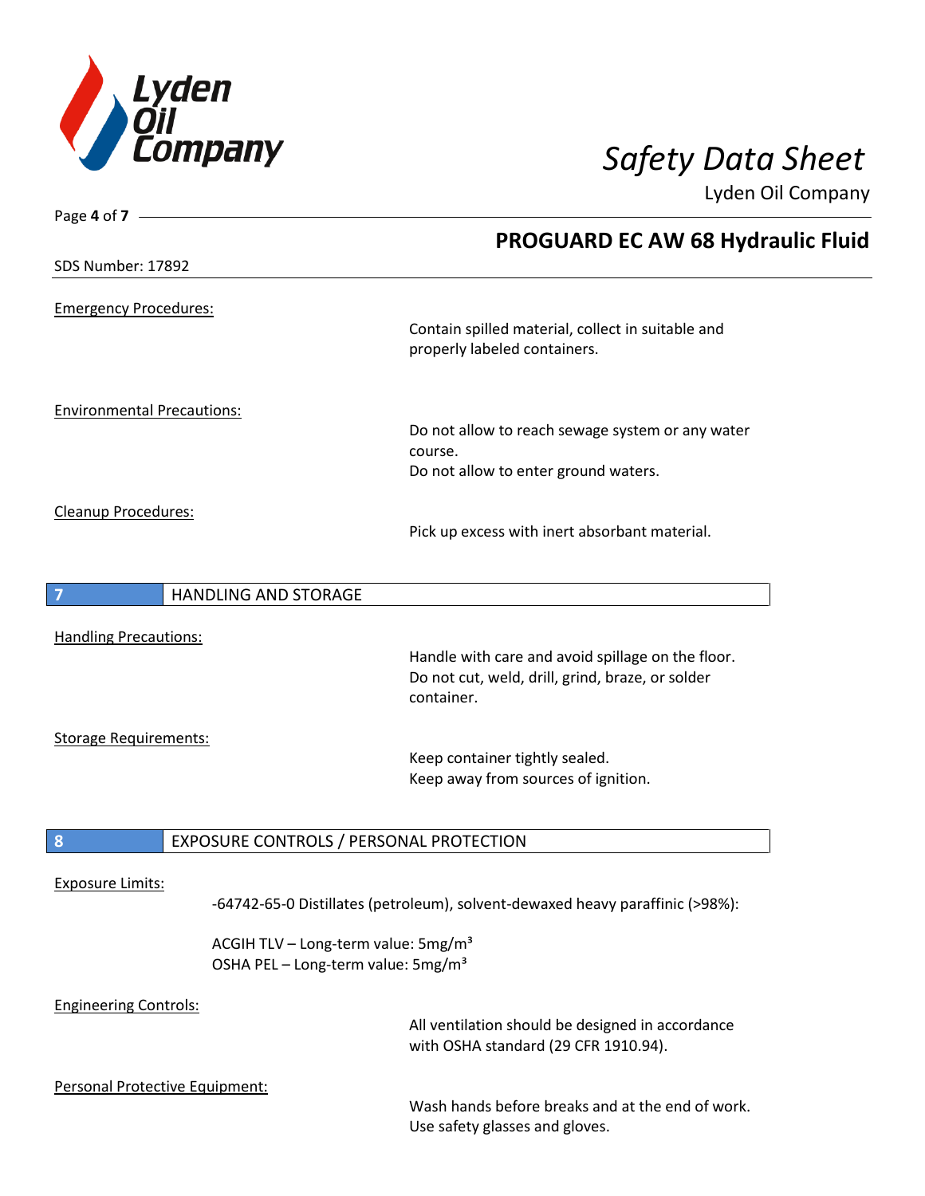Emergency Procedures:

Contain spilled material, collect in suitable and properly labeled containers.

Environmental Precautions:

Do not allow to reach sewage system or any water course.
Do not allow to enter ground waters.

Cleanup Procedures:

Pick up excess with inert absorbant material.

## 7 HANDLING AND STORAGE

Handling Precautions:

Handle with care and avoid spillage on the floor.
Do not cut, weld, drill, grind, braze, or solder container.

Storage Requirements:

Keep container tightly sealed.
Keep away from sources of ignition.

## 8 EXPOSURE CONTROLS / PERSONAL PROTECTION

Exposure Limits:

-64742-65-0 Distillates (petroleum), solvent-dewaxed heavy paraffinic (>98%):

ACGIH TLV – Long-term value: 5mg/m³
OSHA PEL – Long-term value: 5mg/m³

Engineering Controls:

All ventilation should be designed in accordance with OSHA standard (29 CFR 1910.94).

Personal Protective Equipment:

Wash hands before breaks and at the end of work.
Use safety glasses and gloves.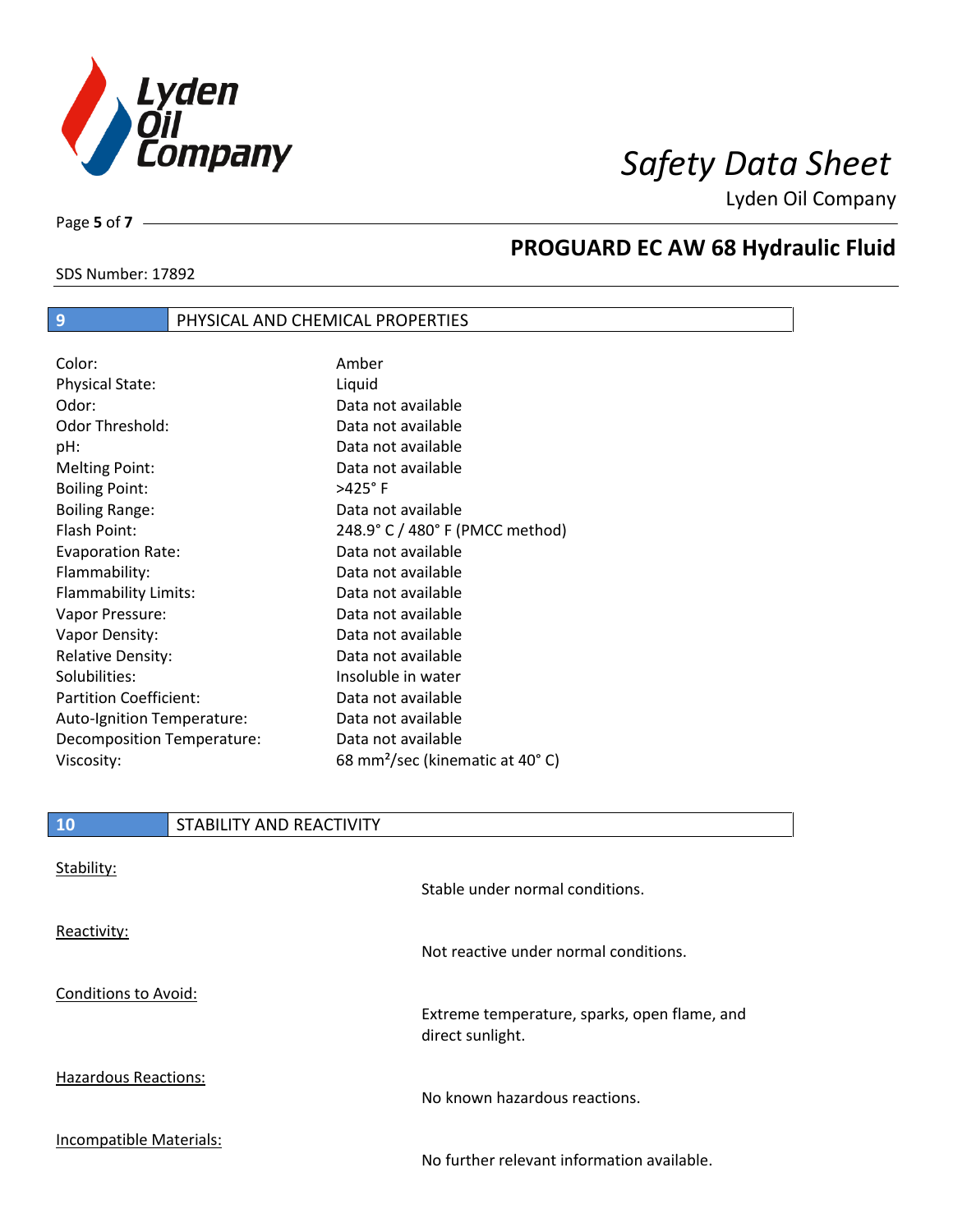## 9 PHYSICAL AND CHEMICAL PROPERTIES

| | |
|---|---|
| Color: | Amber |
| Physical State: | Liquid |
| Odor: | Data not available |
| Odor Threshold: | Data not available |
| pH: | Data not available |
| Melting Point: | Data not available |
| Boiling Point: | >425° F |
| Boiling Range: | Data not available |
| Flash Point: | 248.9° C / 480° F (PMCC method) |
| Evaporation Rate: | Data not available |
| Flammability: | Data not available |
| Flammability Limits: | Data not available |
| Vapor Pressure: | Data not available |
| Vapor Density: | Data not available |
| Relative Density: | Data not available |
| Solubilities: | Insoluble in water |
| Partition Coefficient: | Data not available |
| Auto-Ignition Temperature: | Data not available |
| Decomposition Temperature: | Data not available |
| Viscosity: | 68 $mm^2$/sec (kinematic at 40° C) |

## 10 STABILITY AND REACTIVITY

Stability:

Stable under normal conditions.

Reactivity:

Not reactive under normal conditions.

Conditions to Avoid:

Extreme temperature, sparks, open flame, and direct sunlight.

Hazardous Reactions:

No known hazardous reactions.

Incompatible Materials:

No further relevant information available.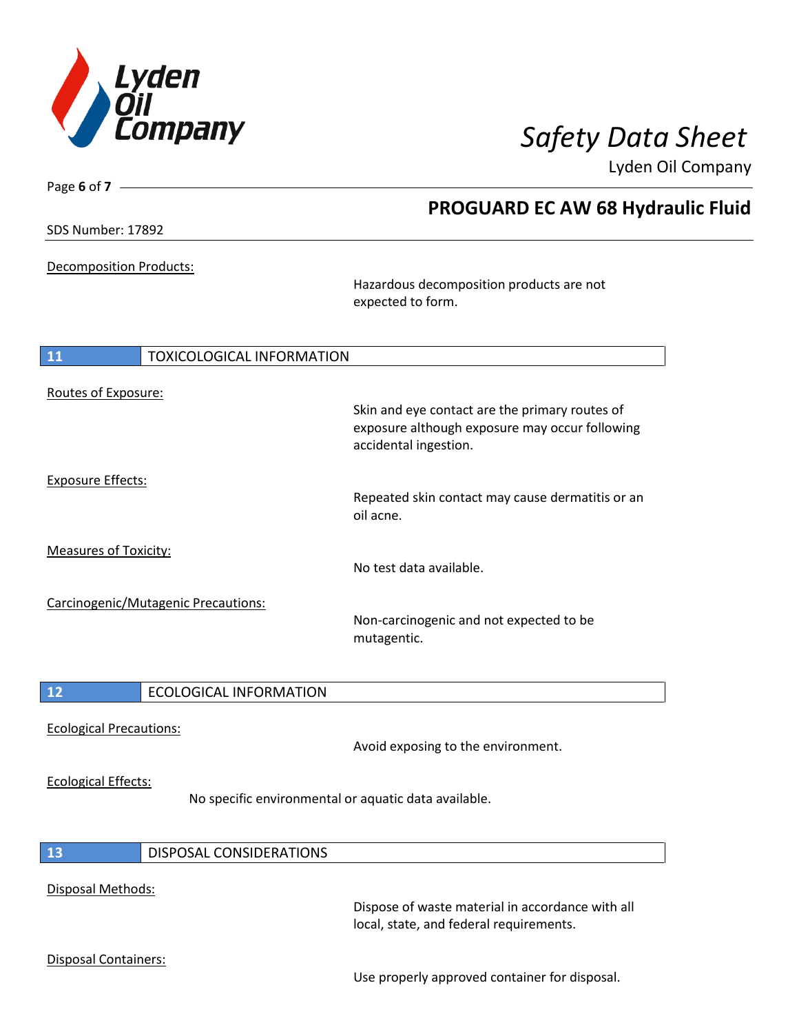Decomposition Products:

Hazardous decomposition products are not expected to form.

## 11 TOXICOLOGICAL INFORMATION

Routes of Exposure:

Skin and eye contact are the primary routes of exposure although exposure may occur following accidental ingestion.

Exposure Effects:

Repeated skin contact may cause dermatitis or an oil acne.

Measures of Toxicity:

No test data available.

Carcinogenic/Mutagenic Precautions:

Non-carcinogenic and not expected to be mutagentic.

## 12 ECOLOGICAL INFORMATION

Ecological Precautions:

Avoid exposing to the environment.

Ecological Effects:

No specific environmental or aquatic data available.

## 13 DISPOSAL CONSIDERATIONS

Disposal Methods:

Dispose of waste material in accordance with all local, state, and federal requirements.

Disposal Containers:

Use properly approved container for disposal.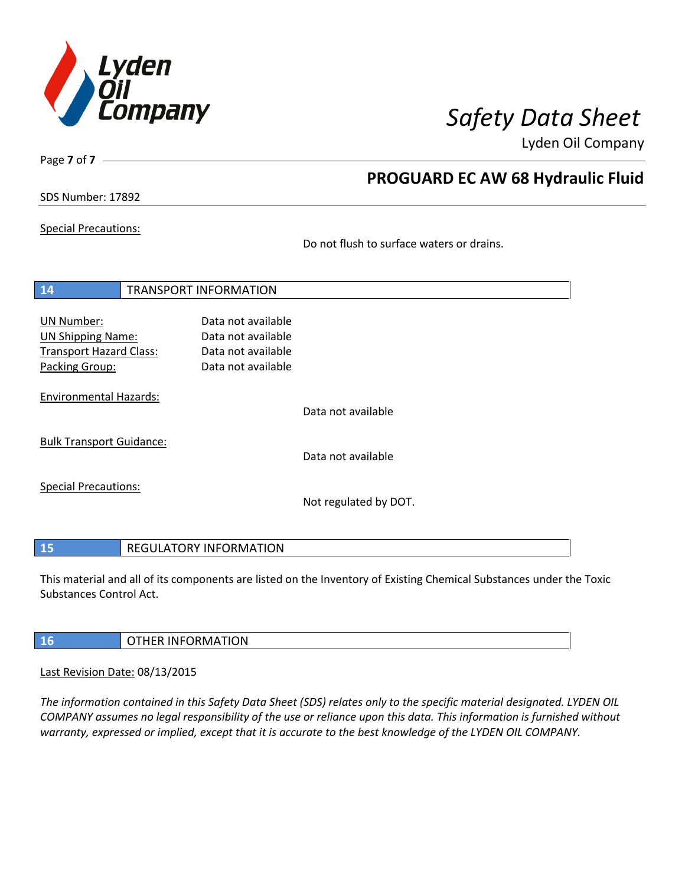Special Precautions:

Do not flush to surface waters or drains.

## 14 TRANSPORT INFORMATION

| | |
|---|---|
| UN Number: | Data not available |
| UN Shipping Name: | Data not available |
| Transport Hazard Class: | Data not available |
| Packing Group: | Data not available |

Environmental Hazards:

Data not available

Bulk Transport Guidance:

Data not available

Special Precautions:

Not regulated by DOT.

## 15 REGULATORY INFORMATION

This material and all of its components are listed on the Inventory of Existing Chemical Substances under the Toxic Substances Control Act.

## 16 OTHER INFORMATION

Last Revision Date: 08/13/2015

*The information contained in this Safety Data Sheet (SDS) relates only to the specific material designated. LYDEN OIL COMPANY assumes no legal responsibility of the use or reliance upon this data. This information is furnished without warranty, expressed or implied, except that it is accurate to the best knowledge of the LYDEN OIL COMPANY.*